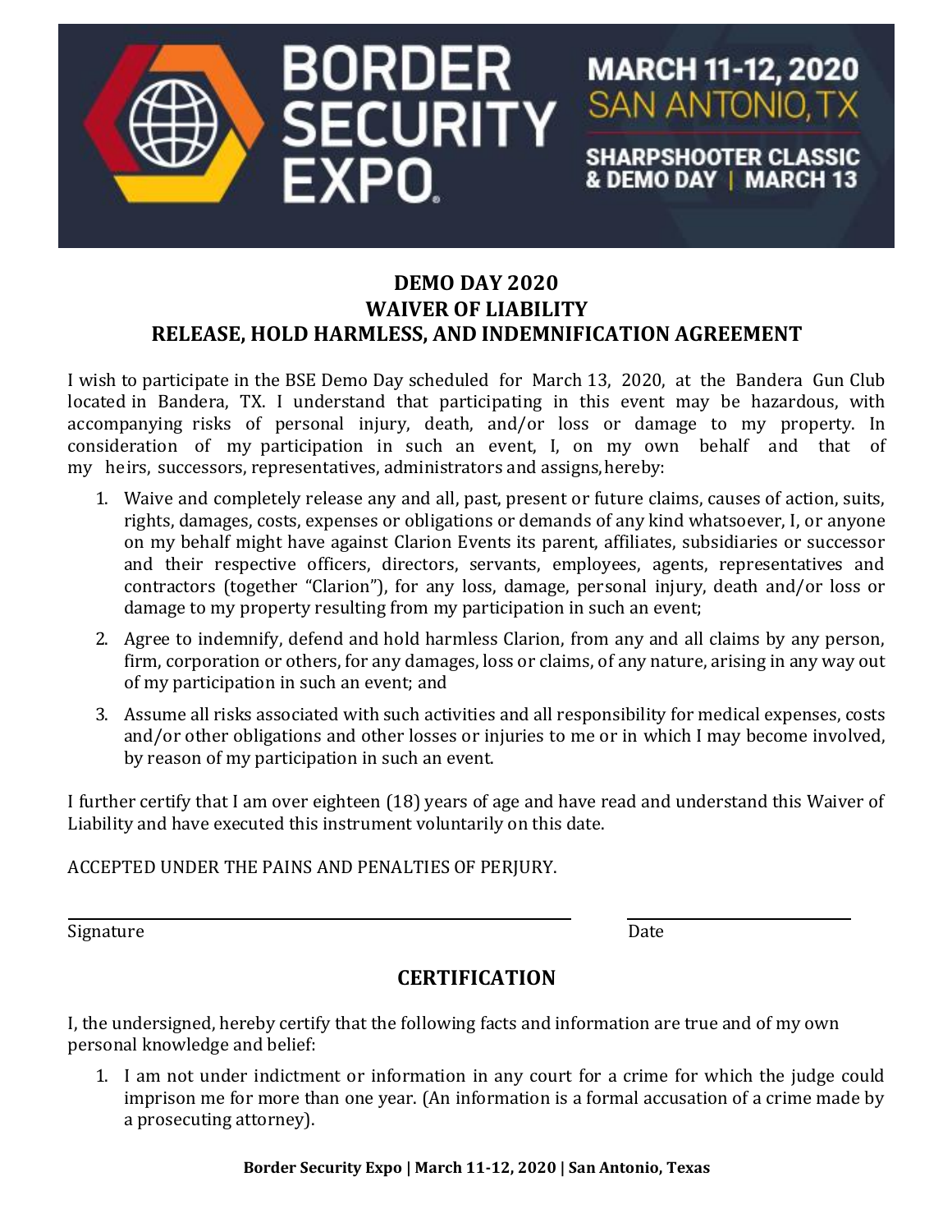BORDER SECURITY EXPO

MARCH 11-12, 2020
SAN ANTONIO, TX

SHARPSHOOTER CLASSIC & DEMO DAY | MARCH 13

# DEMO DAY 2020
# WAIVER OF LIABILITY
# RELEASE, HOLD HARMLESS, AND INDEMNIFICATION AGREEMENT

I wish to participate in the BSE Demo Day scheduled for March 13, 2020, at the Bandera Gun Club located in Bandera, TX. I understand that participating in this event may be hazardous, with accompanying risks of personal injury, death, and/or loss or damage to my property. In consideration of my participation in such an event, I, on my own behalf and that of my heirs, successors, representatives, administrators and assigns, hereby:

1. Waive and completely release any and all, past, present or future claims, causes of action, suits, rights, damages, costs, expenses or obligations or demands of any kind whatsoever, I, or anyone on my behalf might have against Clarion Events its parent, affiliates, subsidiaries or successor and their respective officers, directors, servants, employees, agents, representatives and contractors (together "Clarion"), for any loss, damage, personal injury, death and/or loss or damage to my property resulting from my participation in such an event;
2. Agree to indemnify, defend and hold harmless Clarion, from any and all claims by any person, firm, corporation or others, for any damages, loss or claims, of any nature, arising in any way out of my participation in such an event; and
3. Assume all risks associated with such activities and all responsibility for medical expenses, costs and/or other obligations and other losses or injuries to me or in which I may become involved, by reason of my participation in such an event.

I further certify that I am over eighteen (18) years of age and have read and understand this Waiver of Liability and have executed this instrument voluntarily on this date.

ACCEPTED UNDER THE PAINS AND PENALTIES OF PERJURY.

Signature ______________________________ Date ______________

## CERTIFICATION

I, the undersigned, hereby certify that the following facts and information are true and of my own personal knowledge and belief:

1. I am not under indictment or information in any court for a crime for which the judge could imprison me for more than one year. (An information is a formal accusation of a crime made by a prosecuting attorney).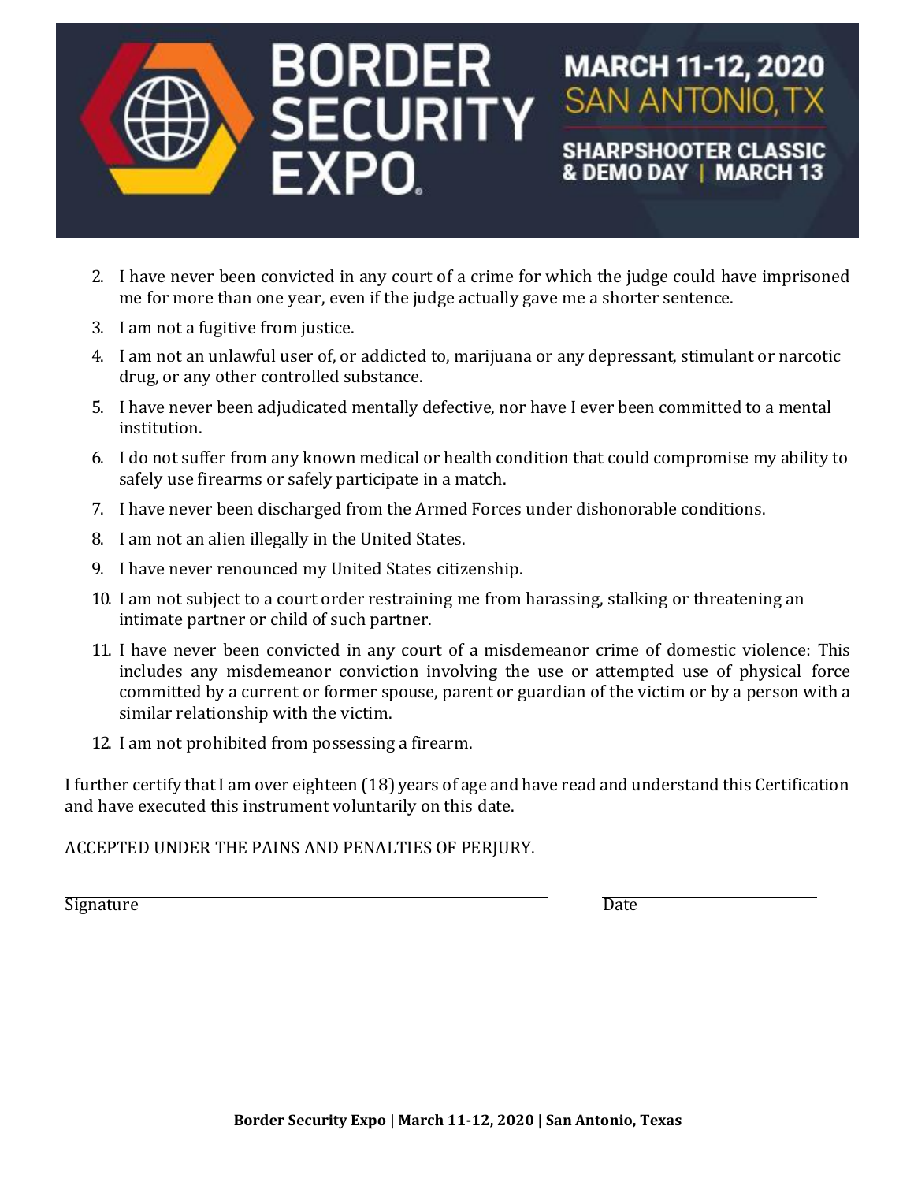# BORDER SECURITY EXPO

**MARCH 11-12, 2020**
**SAN ANTONIO, TX**

**SHARPSHOOTER CLASSIC & DEMO DAY | MARCH 13**

2. I have never been convicted in any court of a crime for which the judge could have imprisoned me for more than one year, even if the judge actually gave me a shorter sentence.
3. I am not a fugitive from justice.
4. I am not an unlawful user of, or addicted to, marijuana or any depressant, stimulant or narcotic drug, or any other controlled substance.
5. I have never been adjudicated mentally defective, nor have I ever been committed to a mental institution.
6. I do not suffer from any known medical or health condition that could compromise my ability to safely use firearms or safely participate in a match.
7. I have never been discharged from the Armed Forces under dishonorable conditions.
8. I am not an alien illegally in the United States.
9. I have never renounced my United States citizenship.
10. I am not subject to a court order restraining me from harassing, stalking or threatening an intimate partner or child of such partner.
11. I have never been convicted in any court of a misdemeanor crime of domestic violence: This includes any misdemeanor conviction involving the use or attempted use of physical force committed by a current or former spouse, parent or guardian of the victim or by a person with a similar relationship with the victim.
12. I am not prohibited from possessing a firearm.

I further certify that I am over eighteen (18) years of age and have read and understand this Certification and have executed this instrument voluntarily on this date.

ACCEPTED UNDER THE PAINS AND PENALTIES OF PERJURY.

\_\_\_\_\_\_\_\_\_\_\_\_\_\_\_\_\_\_\_\_\_\_\_\_\_\_\_\_\_\_\_\_\_\_\_\_\_\_\_\_ \_\_\_\_\_\_\_\_\_\_\_\_\_\_\_\_\_\_\_\_
Signature Date